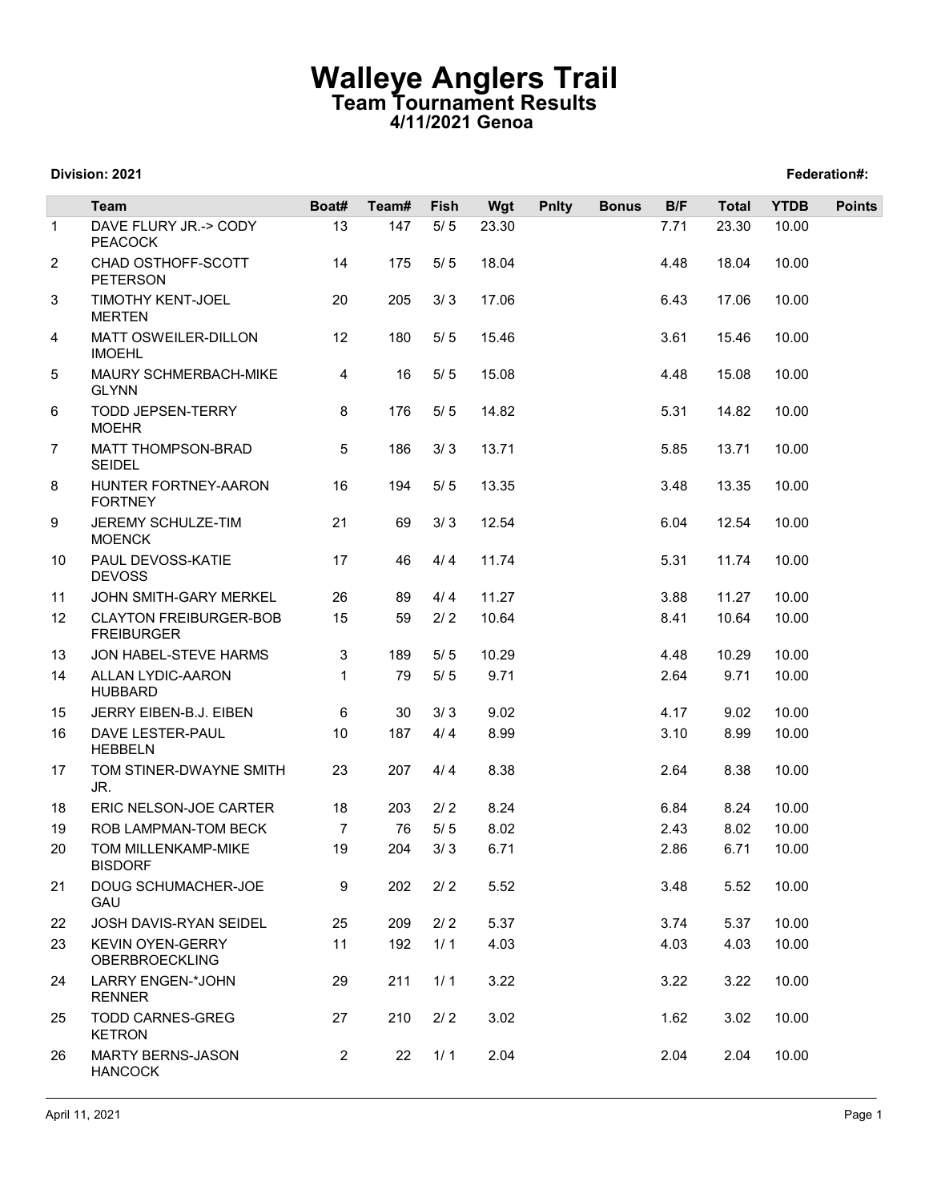# Walleye Anglers Trail

## Team Tournament Results

### 4/11/2021 Genoa

**Division: 2021** **Federation#:**

| | Team | Boat# | Team# | Fish | Wgt | Pnlty | Bonus | B/F | Total | YTDB | Points |
|---|---|---|---|---|---|---|---|---|---|---|---|
| 1 | DAVE FLURY JR.-> CODY PEACOCK | 13 | 147 | 5/ 5 | 23.30 | | | 7.71 | 23.30 | 10.00 | |
| 2 | CHAD OSTHOFF-SCOTT PETERSON | 14 | 175 | 5/ 5 | 18.04 | | | 4.48 | 18.04 | 10.00 | |
| 3 | TIMOTHY KENT-JOEL MERTEN | 20 | 205 | 3/ 3 | 17.06 | | | 6.43 | 17.06 | 10.00 | |
| 4 | MATT OSWEILER-DILLON IMOEHL | 12 | 180 | 5/ 5 | 15.46 | | | 3.61 | 15.46 | 10.00 | |
| 5 | MAURY SCHMERBACH-MIKE GLYNN | 4 | 16 | 5/ 5 | 15.08 | | | 4.48 | 15.08 | 10.00 | |
| 6 | TODD JEPSEN-TERRY MOEHR | 8 | 176 | 5/ 5 | 14.82 | | | 5.31 | 14.82 | 10.00 | |
| 7 | MATT THOMPSON-BRAD SEIDEL | 5 | 186 | 3/ 3 | 13.71 | | | 5.85 | 13.71 | 10.00 | |
| 8 | HUNTER FORTNEY-AARON FORTNEY | 16 | 194 | 5/ 5 | 13.35 | | | 3.48 | 13.35 | 10.00 | |
| 9 | JEREMY SCHULZE-TIM MOENCK | 21 | 69 | 3/ 3 | 12.54 | | | 6.04 | 12.54 | 10.00 | |
| 10 | PAUL DEVOSS-KATIE DEVOSS | 17 | 46 | 4/ 4 | 11.74 | | | 5.31 | 11.74 | 10.00 | |
| 11 | JOHN SMITH-GARY MERKEL | 26 | 89 | 4/ 4 | 11.27 | | | 3.88 | 11.27 | 10.00 | |
| 12 | CLAYTON FREIBURGER-BOB FREIBURGER | 15 | 59 | 2/ 2 | 10.64 | | | 8.41 | 10.64 | 10.00 | |
| 13 | JON HABEL-STEVE HARMS | 3 | 189 | 5/ 5 | 10.29 | | | 4.48 | 10.29 | 10.00 | |
| 14 | ALLAN LYDIC-AARON HUBBARD | 1 | 79 | 5/ 5 | 9.71 | | | 2.64 | 9.71 | 10.00 | |
| 15 | JERRY EIBEN-B.J. EIBEN | 6 | 30 | 3/ 3 | 9.02 | | | 4.17 | 9.02 | 10.00 | |
| 16 | DAVE LESTER-PAUL HEBBELN | 10 | 187 | 4/ 4 | 8.99 | | | 3.10 | 8.99 | 10.00 | |
| 17 | TOM STINER-DWAYNE SMITH JR. | 23 | 207 | 4/ 4 | 8.38 | | | 2.64 | 8.38 | 10.00 | |
| 18 | ERIC NELSON-JOE CARTER | 18 | 203 | 2/ 2 | 8.24 | | | 6.84 | 8.24 | 10.00 | |
| 19 | ROB LAMPMAN-TOM BECK | 7 | 76 | 5/ 5 | 8.02 | | | 2.43 | 8.02 | 10.00 | |
| 20 | TOM MILLENKAMP-MIKE BISDORF | 19 | 204 | 3/ 3 | 6.71 | | | 2.86 | 6.71 | 10.00 | |
| 21 | DOUG SCHUMACHER-JOE GAU | 9 | 202 | 2/ 2 | 5.52 | | | 3.48 | 5.52 | 10.00 | |
| 22 | JOSH DAVIS-RYAN SEIDEL | 25 | 209 | 2/ 2 | 5.37 | | | 3.74 | 5.37 | 10.00 | |
| 23 | KEVIN OYEN-GERRY OBERBROECKLING | 11 | 192 | 1/ 1 | 4.03 | | | 4.03 | 4.03 | 10.00 | |
| 24 | LARRY ENGEN-*JOHN RENNER | 29 | 211 | 1/ 1 | 3.22 | | | 3.22 | 3.22 | 10.00 | |
| 25 | TODD CARNES-GREG KETRON | 27 | 210 | 2/ 2 | 3.02 | | | 1.62 | 3.02 | 10.00 | |
| 26 | MARTY BERNS-JASON HANCOCK | 2 | 22 | 1/ 1 | 2.04 | | | 2.04 | 2.04 | 10.00 | |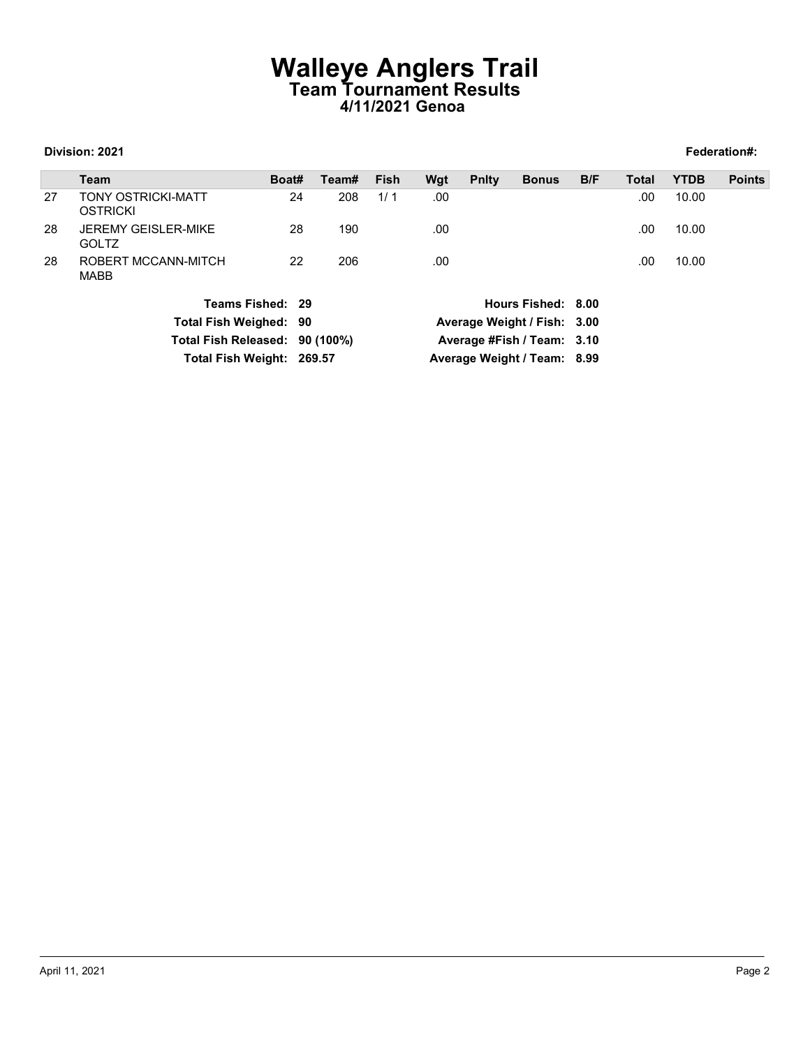# Walleye Anglers Trail
## Team Tournament Results
### 4/11/2021 Genoa

**Division: 2021** **Federation#:**

| | Team | Boat# | Team# | Fish | Wgt | Pnlty | Bonus | B/F | Total | YTDB | Points |
|---|---|---|---|---|---|---|---|---|---|---|---|
| 27 | TONY OSTRICKI-MATT OSTRICKI | 24 | 208 | 1/ 1 | .00 | | | | .00 | 10.00 | |
| 28 | JEREMY GEISLER-MIKE GOLTZ | 28 | 190 | | .00 | | | | .00 | 10.00 | |
| 28 | ROBERT MCCANN-MITCH MABB | 22 | 206 | | .00 | | | | .00 | 10.00 | |

**Teams Fished: 29**
**Total Fish Weighed: 90**
**Total Fish Released: 90 (100%)**
**Total Fish Weight: 269.57**

**Hours Fished: 8.00**
**Average Weight / Fish: 3.00**
**Average #Fish / Team: 3.10**
**Average Weight / Team: 8.99**

April 11, 2021